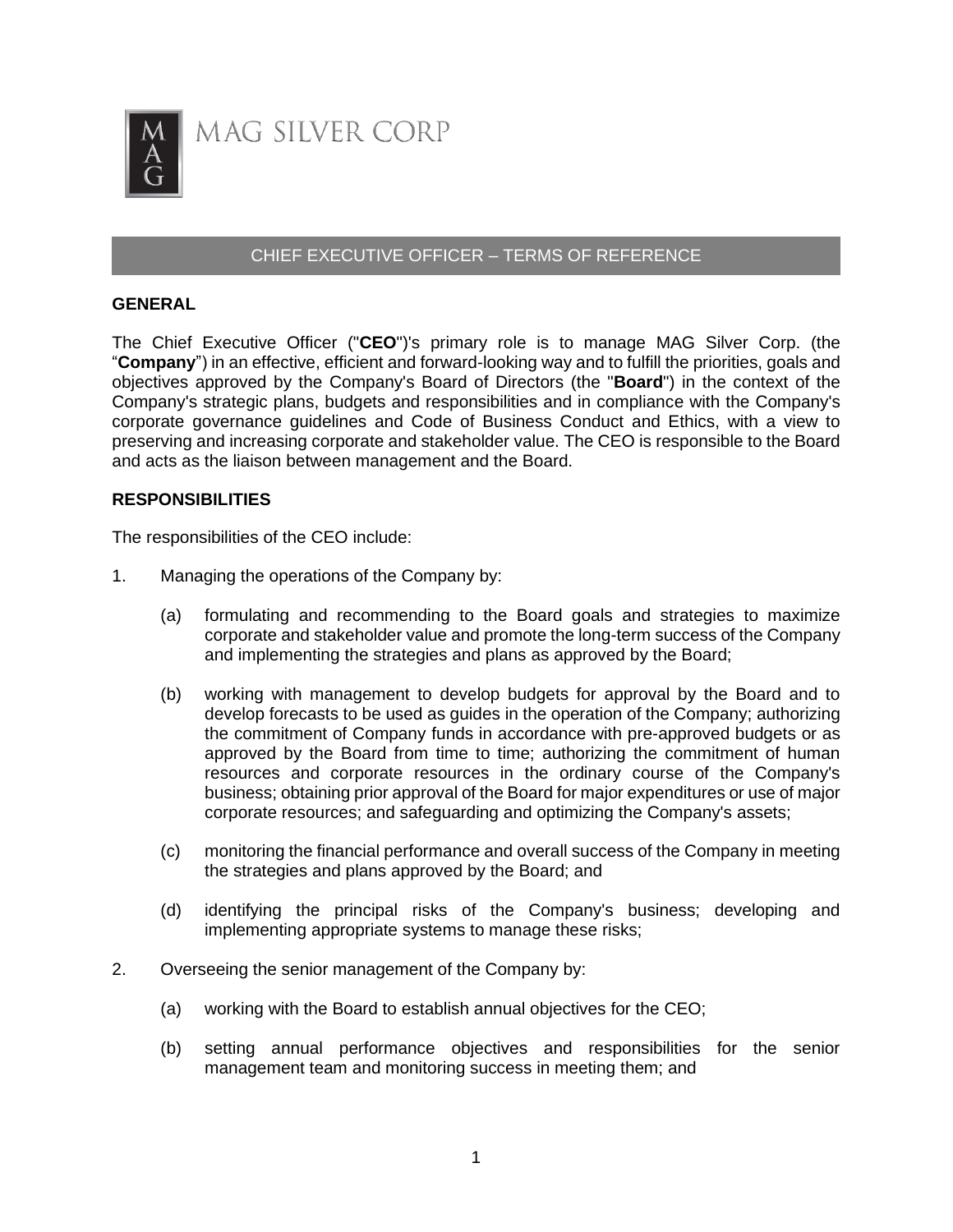MAG SILVER CORP

## CHIEF EXECUTIVE OFFICER – TERMS OF REFERENCE

### GENERAL

The Chief Executive Officer ("**CEO**")'s primary role is to manage MAG Silver Corp. (the "**Company**") in an effective, efficient and forward-looking way and to fulfill the priorities, goals and objectives approved by the Company's Board of Directors (the "**Board**") in the context of the Company's strategic plans, budgets and responsibilities and in compliance with the Company's corporate governance guidelines and Code of Business Conduct and Ethics, with a view to preserving and increasing corporate and stakeholder value. The CEO is responsible to the Board and acts as the liaison between management and the Board.

### RESPONSIBILITIES

The responsibilities of the CEO include:

1. Managing the operations of the Company by:

   (a) formulating and recommending to the Board goals and strategies to maximize corporate and stakeholder value and promote the long-term success of the Company and implementing the strategies and plans as approved by the Board;

   (b) working with management to develop budgets for approval by the Board and to develop forecasts to be used as guides in the operation of the Company; authorizing the commitment of Company funds in accordance with pre-approved budgets or as approved by the Board from time to time; authorizing the commitment of human resources and corporate resources in the ordinary course of the Company's business; obtaining prior approval of the Board for major expenditures or use of major corporate resources; and safeguarding and optimizing the Company's assets;

   (c) monitoring the financial performance and overall success of the Company in meeting the strategies and plans approved by the Board; and

   (d) identifying the principal risks of the Company's business; developing and implementing appropriate systems to manage these risks;

2. Overseeing the senior management of the Company by:

   (a) working with the Board to establish annual objectives for the CEO;

   (b) setting annual performance objectives and responsibilities for the senior management team and monitoring success in meeting them; and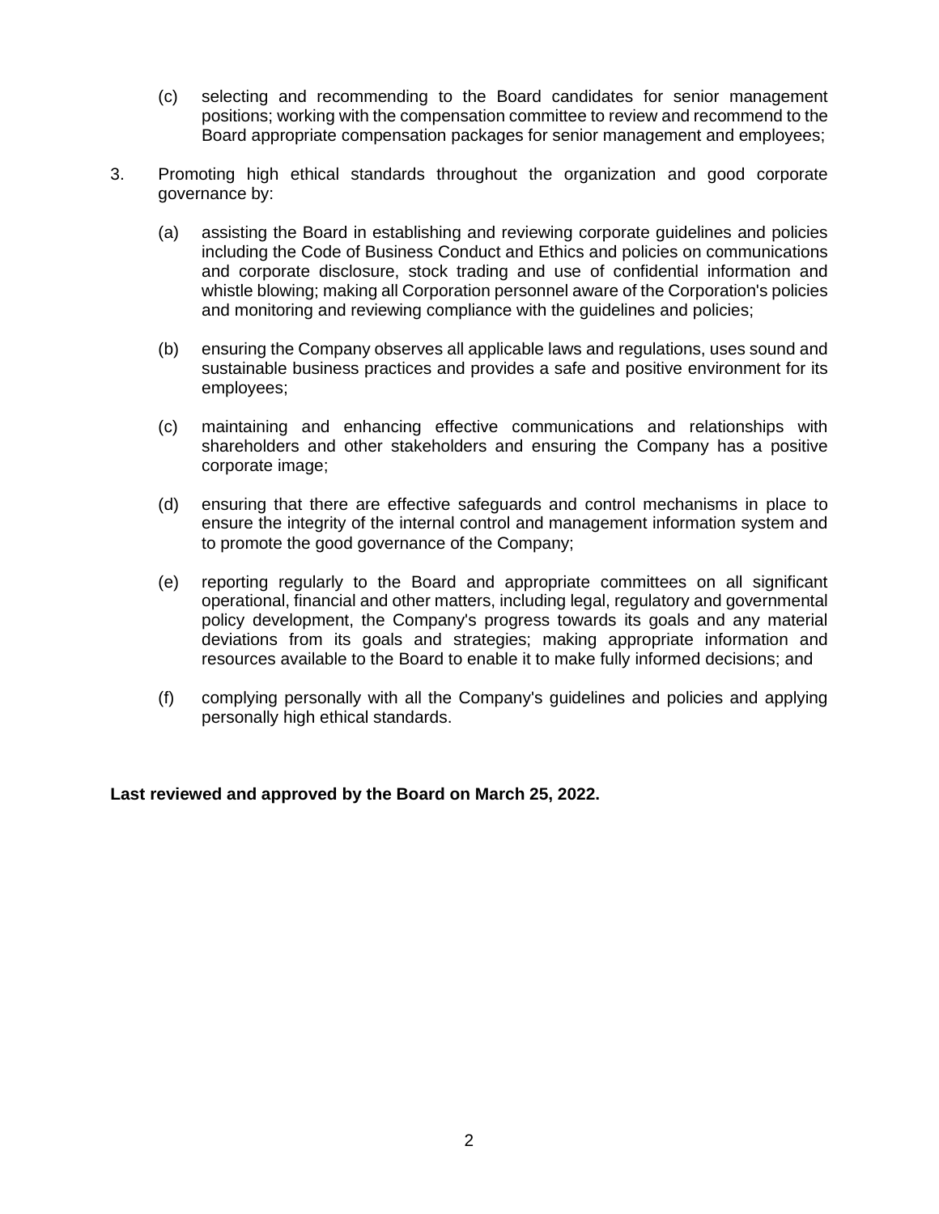(c) selecting and recommending to the Board candidates for senior management positions; working with the compensation committee to review and recommend to the Board appropriate compensation packages for senior management and employees;

3. Promoting high ethical standards throughout the organization and good corporate governance by:

   (a) assisting the Board in establishing and reviewing corporate guidelines and policies including the Code of Business Conduct and Ethics and policies on communications and corporate disclosure, stock trading and use of confidential information and whistle blowing; making all Corporation personnel aware of the Corporation's policies and monitoring and reviewing compliance with the guidelines and policies;

   (b) ensuring the Company observes all applicable laws and regulations, uses sound and sustainable business practices and provides a safe and positive environment for its employees;

   (c) maintaining and enhancing effective communications and relationships with shareholders and other stakeholders and ensuring the Company has a positive corporate image;

   (d) ensuring that there are effective safeguards and control mechanisms in place to ensure the integrity of the internal control and management information system and to promote the good governance of the Company;

   (e) reporting regularly to the Board and appropriate committees on all significant operational, financial and other matters, including legal, regulatory and governmental policy development, the Company's progress towards its goals and any material deviations from its goals and strategies; making appropriate information and resources available to the Board to enable it to make fully informed decisions; and

   (f) complying personally with all the Company's guidelines and policies and applying personally high ethical standards.

**Last reviewed and approved by the Board on March 25, 2022.**